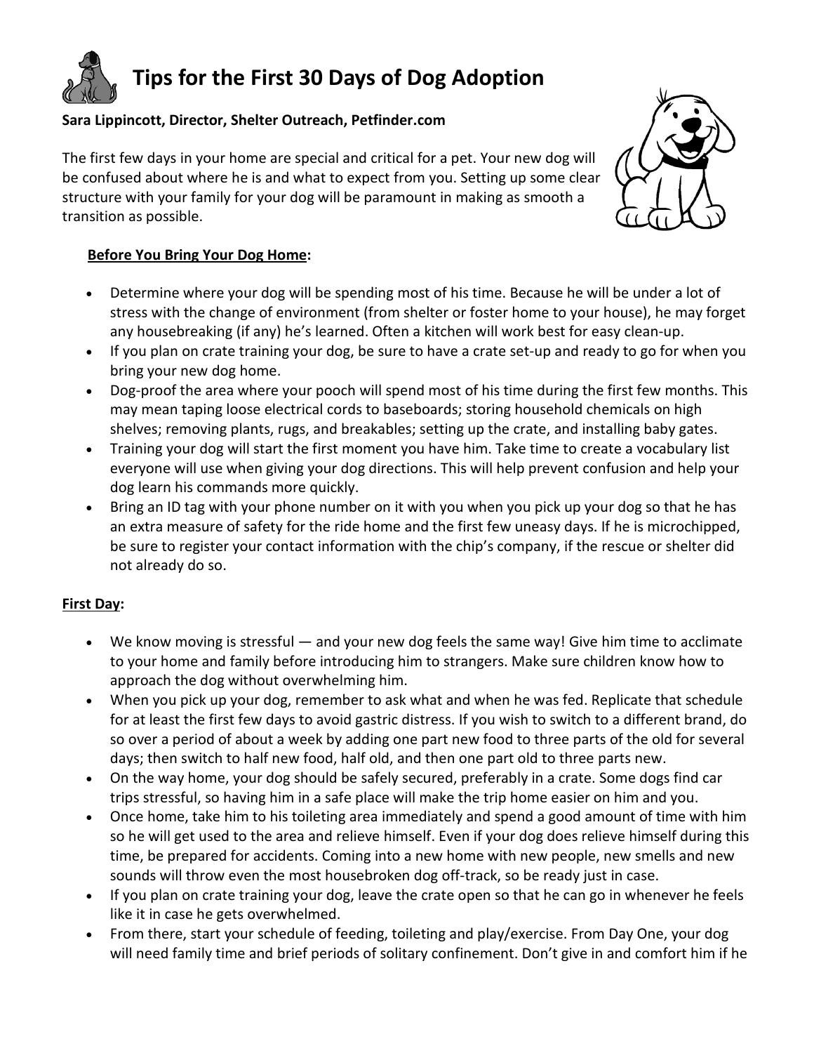# Tips for the First 30 Days of Dog Adoption

**Sara Lippincott, Director, Shelter Outreach, Petfinder.com**

The first few days in your home are special and critical for a pet. Your new dog will be confused about where he is and what to expect from you. Setting up some clear structure with your family for your dog will be paramount in making as smooth a transition as possible.

**Before You Bring Your Dog Home:**

- Determine where your dog will be spending most of his time. Because he will be under a lot of stress with the change of environment (from shelter or foster home to your house), he may forget any housebreaking (if any) he's learned. Often a kitchen will work best for easy clean-up.
- If you plan on crate training your dog, be sure to have a crate set-up and ready to go for when you bring your new dog home.
- Dog-proof the area where your pooch will spend most of his time during the first few months. This may mean taping loose electrical cords to baseboards; storing household chemicals on high shelves; removing plants, rugs, and breakables; setting up the crate, and installing baby gates.
- Training your dog will start the first moment you have him. Take time to create a vocabulary list everyone will use when giving your dog directions. This will help prevent confusion and help your dog learn his commands more quickly.
- Bring an ID tag with your phone number on it with you when you pick up your dog so that he has an extra measure of safety for the ride home and the first few uneasy days. If he is microchipped, be sure to register your contact information with the chip's company, if the rescue or shelter did not already do so.

**First Day:**

- We know moving is stressful — and your new dog feels the same way! Give him time to acclimate to your home and family before introducing him to strangers. Make sure children know how to approach the dog without overwhelming him.
- When you pick up your dog, remember to ask what and when he was fed. Replicate that schedule for at least the first few days to avoid gastric distress. If you wish to switch to a different brand, do so over a period of about a week by adding one part new food to three parts of the old for several days; then switch to half new food, half old, and then one part old to three parts new.
- On the way home, your dog should be safely secured, preferably in a crate. Some dogs find car trips stressful, so having him in a safe place will make the trip home easier on him and you.
- Once home, take him to his toileting area immediately and spend a good amount of time with him so he will get used to the area and relieve himself. Even if your dog does relieve himself during this time, be prepared for accidents. Coming into a new home with new people, new smells and new sounds will throw even the most housebroken dog off-track, so be ready just in case.
- If you plan on crate training your dog, leave the crate open so that he can go in whenever he feels like it in case he gets overwhelmed.
- From there, start your schedule of feeding, toileting and play/exercise. From Day One, your dog will need family time and brief periods of solitary confinement. Don't give in and comfort him if he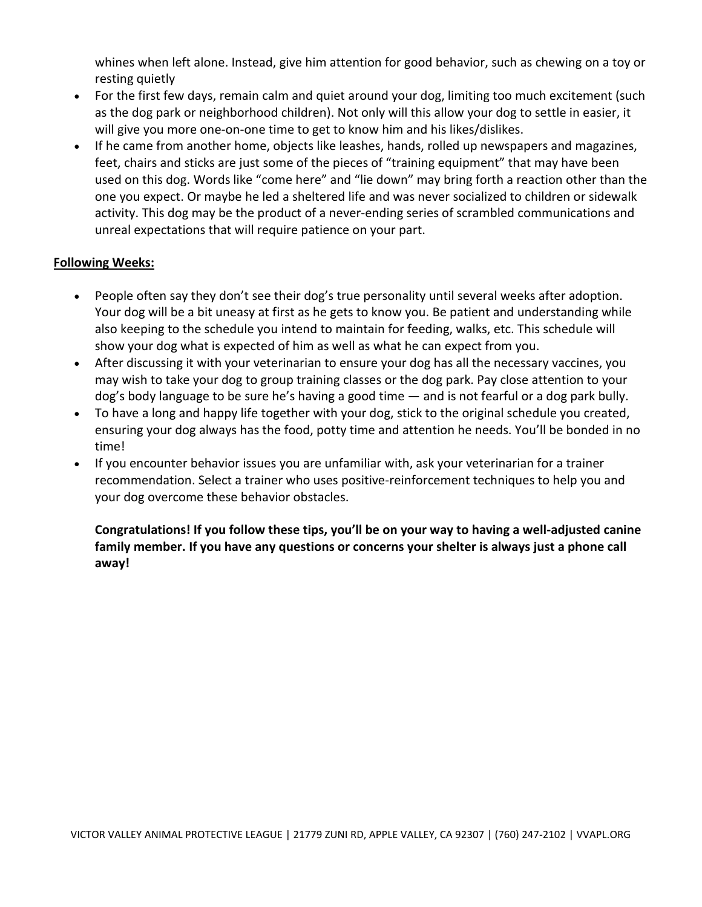whines when left alone. Instead, give him attention for good behavior, such as chewing on a toy or resting quietly

- For the first few days, remain calm and quiet around your dog, limiting too much excitement (such as the dog park or neighborhood children). Not only will this allow your dog to settle in easier, it will give you more one-on-one time to get to know him and his likes/dislikes.
- If he came from another home, objects like leashes, hands, rolled up newspapers and magazines, feet, chairs and sticks are just some of the pieces of "training equipment" that may have been used on this dog. Words like "come here" and "lie down" may bring forth a reaction other than the one you expect. Or maybe he led a sheltered life and was never socialized to children or sidewalk activity. This dog may be the product of a never-ending series of scrambled communications and unreal expectations that will require patience on your part.

**Following Weeks:**

- People often say they don't see their dog's true personality until several weeks after adoption. Your dog will be a bit uneasy at first as he gets to know you. Be patient and understanding while also keeping to the schedule you intend to maintain for feeding, walks, etc. This schedule will show your dog what is expected of him as well as what he can expect from you.
- After discussing it with your veterinarian to ensure your dog has all the necessary vaccines, you may wish to take your dog to group training classes or the dog park. Pay close attention to your dog's body language to be sure he's having a good time — and is not fearful or a dog park bully.
- To have a long and happy life together with your dog, stick to the original schedule you created, ensuring your dog always has the food, potty time and attention he needs. You'll be bonded in no time!
- If you encounter behavior issues you are unfamiliar with, ask your veterinarian for a trainer recommendation. Select a trainer who uses positive-reinforcement techniques to help you and your dog overcome these behavior obstacles.

**Congratulations! If you follow these tips, you'll be on your way to having a well-adjusted canine family member. If you have any questions or concerns your shelter is always just a phone call away!**

VICTOR VALLEY ANIMAL PROTECTIVE LEAGUE | 21779 ZUNI RD, APPLE VALLEY, CA 92307 | (760) 247-2102 | VVAPL.ORG